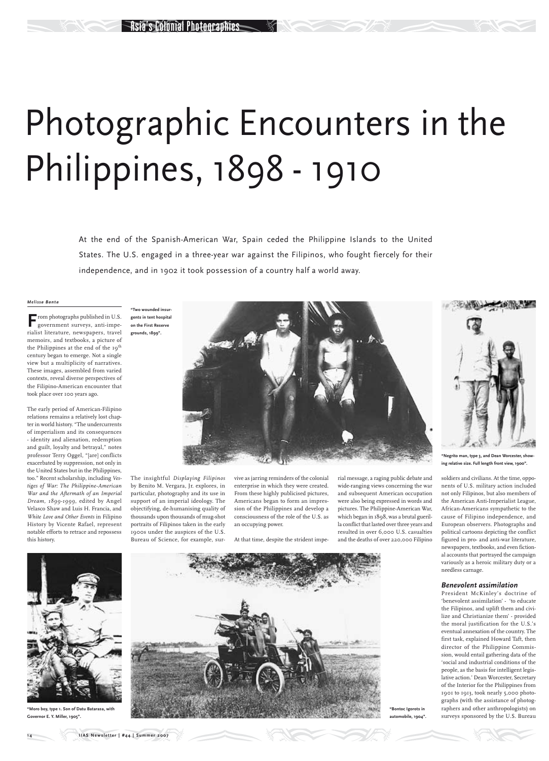# Photographic Encounters in the Philippines, 1898 - 1910

At the end of the Spanish-American War, Spain ceded the Philippine Islands to the United States. The U.S. engaged in a three-year war against the Filipinos, who fought fiercely for their independence, and in 1902 it took possession of a country half a world away.

*Melissa Banta*

From photographs published in U.S. government surveys, anti-imperialist literature, newspapers, travel memoirs, and textbooks, a picture of the Philippines at the end of the 19th century began to emerge. Not a single view but a multiplicity of narratives. These images, assembled from varied contexts, reveal diverse perspectives of the Filipino-American encounter that took place over 100 years ago.

The early period of American-Filipino relations remains a relatively lost chapter in world history. "The undercurrents of imperialism and its consequences - identity and alienation, redemption and guilt, loyalty and betrayal," notes professor Terry Oggel, "[are] conflicts exacerbated by suppression, not only in the United States but in the Philippines, too." Recent scholarship, including *Vestiges of War: The Philippine-American War and the Aftermath of an Imperial Dream, 1899-1999*, edited by Angel Velasco Shaw and Luis H. Francia, and *White Love and Other Events* in Filipino History by Vicente Rafael, represent notable efforts to retrace and repossess this history.

**"Two wounded insurgents in tent hospital on the First Reserve grounds, 1899".**

The insightful *Displaying Filipinos* by Benito M. Vergara, Jr. explores, in particular, photography and its use in support of an imperial ideology. The objectifying, de-humanising quality of thousands upon thousands of mug-shot portraits of Filipinos taken in the early 1900s under the auspices of the U.S. Bureau of Science, for example, survive as jarring reminders of the colonial enterprise in which they were created. From these highly publicised pictures, Americans began to form an impression of the Philippines and develop a consciousness of the role of the U.S. as an occupying power.

At that time, despite the strident imperial message, a raging public debate and wide-ranging views concerning the war and subsequent American occupation were also being expressed in words and pictures. The Philippine-American War, which began in 1898, was a brutal guerilla conflict that lasted over three years and resulted in over 6,000 U.S. casualties and the deaths of over 220,000 Filipino soldiers and civilians. At the time, opponents of U.S. military action included not only Filipinos, but also members of the American Anti-Imperialist League, African-Americans sympathetic to the cause of Filipino independence, and European observers. Photographs and political cartoons depicting the conflict figured in pro- and anti-war literature, newspapers, textbooks, and even fictional accounts that portrayed the campaign variously as a heroic military duty or a needless carnage.

**"Negrito man, type 3, and Dean Worcester, showing relative size. Full length front view, 1900".**

### Benevolent assimilation

President McKinley's doctrine of 'benevolent assimilation' - 'to educate the Filipinos, and uplift them and civilize and Christianize them' - provided the moral justification for the U.S.'s eventual annexation of the country. The first task, explained Howard Taft, then director of the Philippine Commission, would entail gathering data of the 'social and industrial conditions of the people, as the basis for intelligent legislative action.' Dean Worcester, Secretary of the Interior for the Philippines from 1901 to 1913, took nearly 5,000 photographs (with the assistance of photographers and other anthropologists) on surveys sponsored by the U.S. Bureau

**"Moro boy, type 1. Son of Datu Batarasa, with Governor E. Y. Miller, 1905".**

**"Bontoc Igorots in automobile, 1904".**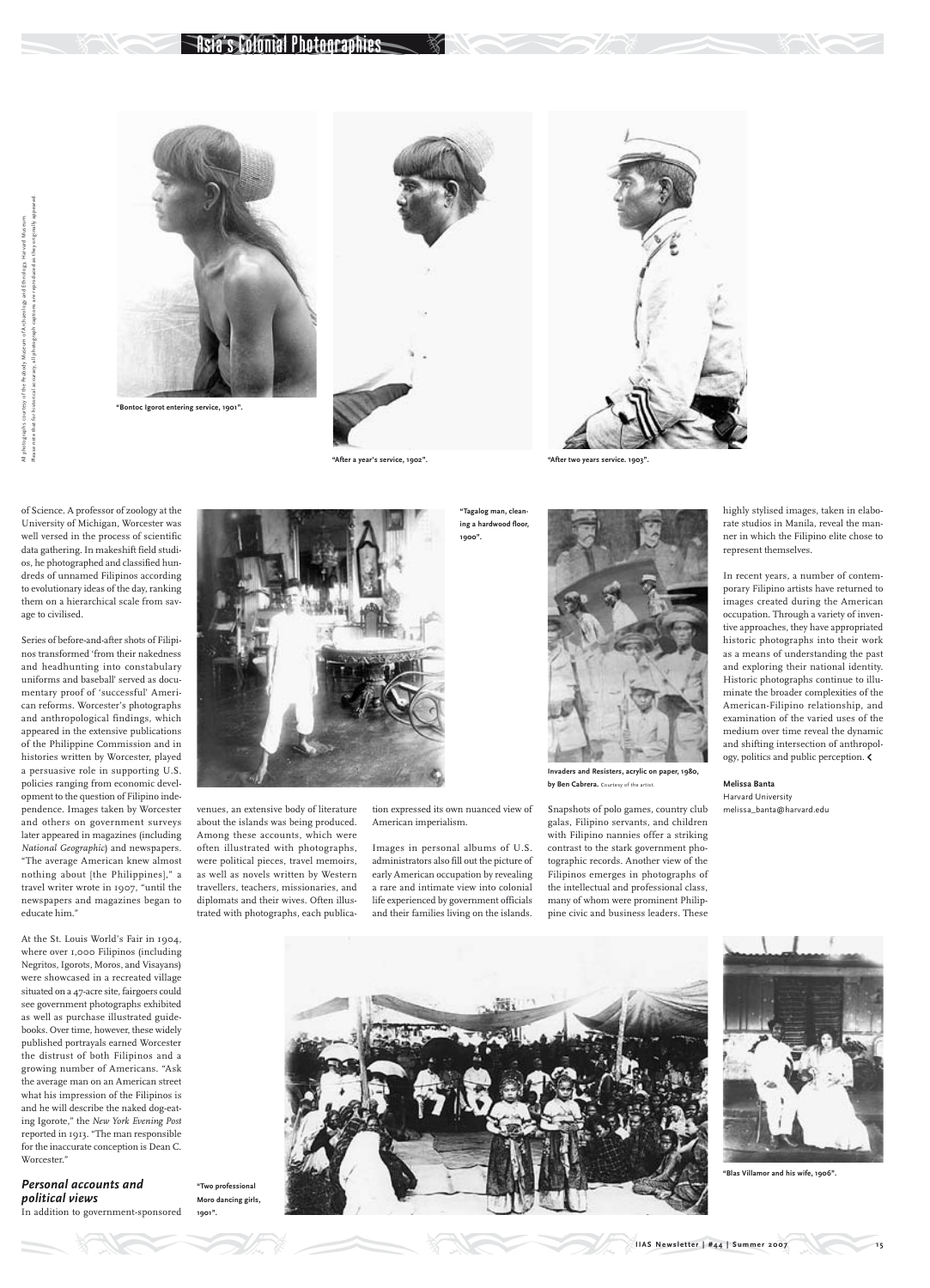"Bontoc Igorot entering service, 1901".

"After a year's service, 1902".

"After two years service. 1903".

All photographs courtesy of the Peabody Museum of Archaeology and Ethnology, Harvard Museum. Please note that for historical accuracy, all photograph captions are reproduced as they originally appeared.

of Science. A professor of zoology at the University of Michigan, Worcester was well versed in the process of scientific data gathering. In makeshift field studios, he photographed and classified hundreds of unnamed Filipinos according to evolutionary ideas of the day, ranking them on a hierarchical scale from savage to civilised.

Series of before-and-after shots of Filipinos transformed 'from their nakedness and headhunting into constabulary uniforms and baseball' served as documentary proof of 'successful' American reforms. Worcester's photographs and anthropological findings, which appeared in the extensive publications of the Philippine Commission and in histories written by Worcester, played a persuasive role in supporting U.S. policies ranging from economic development to the question of Filipino independence. Images taken by Worcester and others on government surveys later appeared in magazines (including *National Geographic*) and newspapers. "The average American knew almost nothing about [the Philippines]," a travel writer wrote in 1907, "until the newspapers and magazines began to educate him."

At the St. Louis World's Fair in 1904, where over 1,000 Filipinos (including Negritos, Igorots, Moros, and Visayans) were showcased in a recreated village situated on a 47-acre site, fairgoers could see government photographs exhibited as well as purchase illustrated guidebooks. Over time, however, these widely published portrayals earned Worcester the distrust of both Filipinos and a growing number of Americans. "Ask the average man on an American street what his impression of the Filipinos is and he will describe the naked dog-eating Igorote," the *New York Evening Post* reported in 1913. "The man responsible for the inaccurate conception is Dean C. Worcester."

### *Personal accounts and political views*

In addition to government-sponsored venues, an extensive body of literature about the islands was being produced. Among these accounts, which were often illustrated with photographs, were political pieces, travel memoirs, as well as novels written by Western travellers, teachers, missionaries, and diplomats and their wives. Often illustrated with photographs, each publication expressed its own nuanced view of American imperialism.

"Tagalog man, cleaning a hardwood floor, 1900".

Images in personal albums of U.S. administrators also fill out the picture of early American occupation by revealing a rare and intimate view into colonial life experienced by government officials and their families living on the islands.

**Invaders and Resisters, acrylic on paper, 1980, by Ben Cabrera.** Courtesy of the artist.

Snapshots of polo games, country club galas, Filipino servants, and children with Filipino nannies offer a striking contrast to the stark government photographic records. Another view of the Filipinos emerges in photographs of the intellectual and professional class, many of whom were prominent Philippine civic and business leaders. These highly stylised images, taken in elaborate studios in Manila, reveal the manner in which the Filipino elite chose to represent themselves.

In recent years, a number of contemporary Filipino artists have returned to images created during the American occupation. Through a variety of inventive approaches, they have appropriated historic photographs into their work as a means of understanding the past and exploring their national identity. Historic photographs continue to illuminate the broader complexities of the American-Filipino relationship, and examination of the varied uses of the medium over time reveal the dynamic and shifting intersection of anthropology, politics and public perception. <

**Melissa Banta**
Harvard University
melissa_banta@harvard.edu

"Two professional Moro dancing girls, 1901".

"Blas Villamor and his wife, 1906".